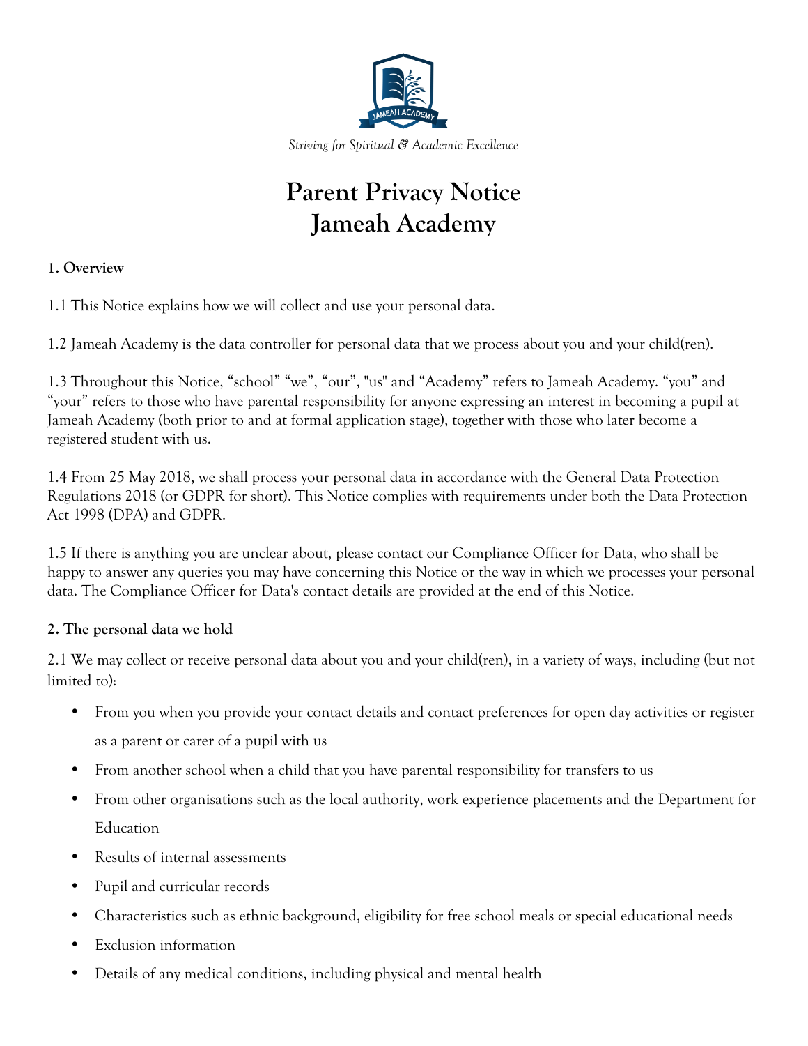*Striving for Spiritual & Academic Excellence*

# Parent Privacy Notice
# Jameah Academy

**1. Overview**

1.1 This Notice explains how we will collect and use your personal data.

1.2 Jameah Academy is the data controller for personal data that we process about you and your child(ren).

1.3 Throughout this Notice, "school" "we", "our", "us" and "Academy" refers to Jameah Academy. "you" and "your" refers to those who have parental responsibility for anyone expressing an interest in becoming a pupil at Jameah Academy (both prior to and at formal application stage), together with those who later become a registered student with us.

1.4 From 25 May 2018, we shall process your personal data in accordance with the General Data Protection Regulations 2018 (or GDPR for short). This Notice complies with requirements under both the Data Protection Act 1998 (DPA) and GDPR.

1.5 If there is anything you are unclear about, please contact our Compliance Officer for Data, who shall be happy to answer any queries you may have concerning this Notice or the way in which we processes your personal data. The Compliance Officer for Data's contact details are provided at the end of this Notice.

**2. The personal data we hold**

2.1 We may collect or receive personal data about you and your child(ren), in a variety of ways, including (but not limited to):

- From you when you provide your contact details and contact preferences for open day activities or register as a parent or carer of a pupil with us
- From another school when a child that you have parental responsibility for transfers to us
- From other organisations such as the local authority, work experience placements and the Department for Education
- Results of internal assessments
- Pupil and curricular records
- Characteristics such as ethnic background, eligibility for free school meals or special educational needs
- Exclusion information
- Details of any medical conditions, including physical and mental health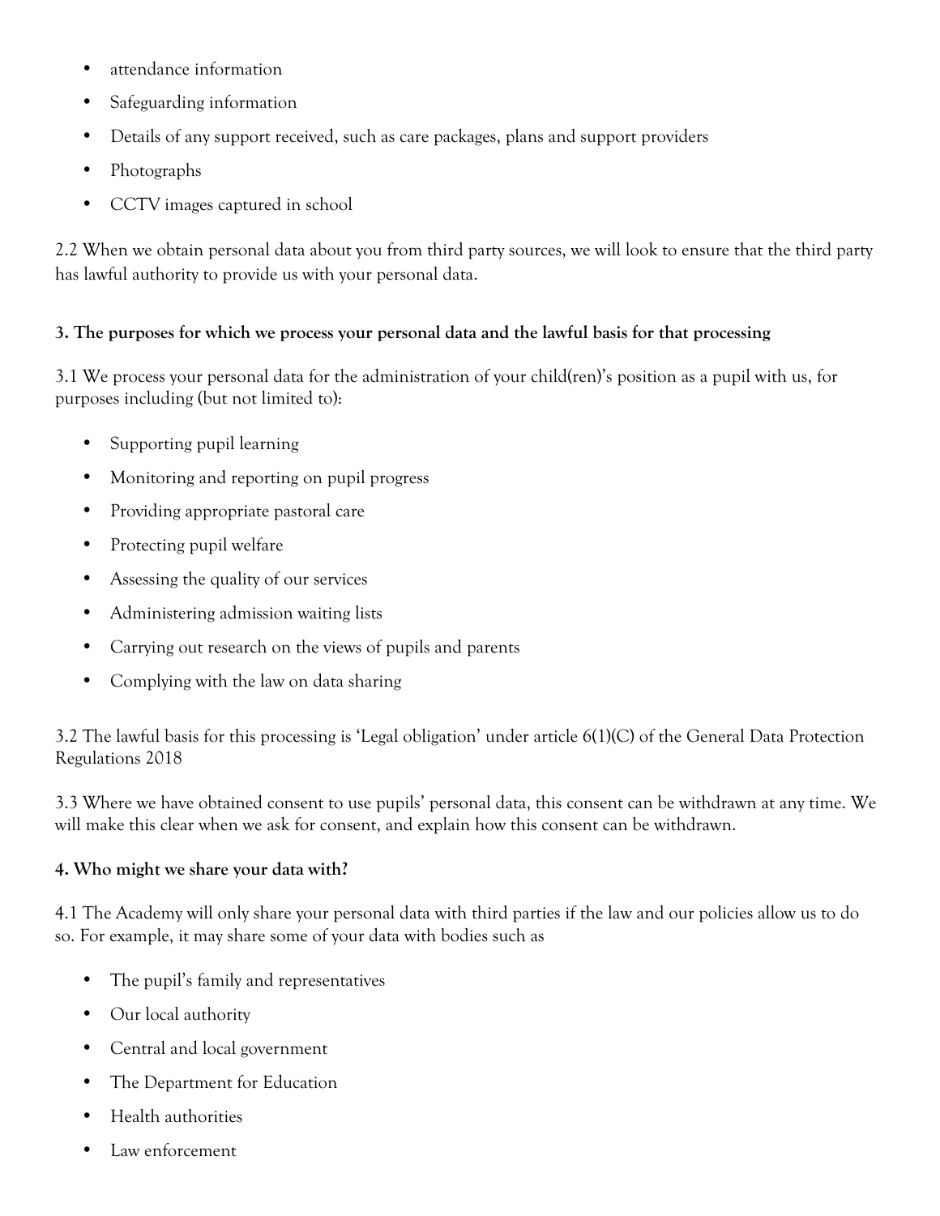- attendance information
- Safeguarding information
- Details of any support received, such as care packages, plans and support providers
- Photographs
- CCTV images captured in school

2.2 When we obtain personal data about you from third party sources, we will look to ensure that the third party has lawful authority to provide us with your personal data.

**3. The purposes for which we process your personal data and the lawful basis for that processing**

3.1 We process your personal data for the administration of your child(ren)'s position as a pupil with us, for purposes including (but not limited to):

- Supporting pupil learning
- Monitoring and reporting on pupil progress
- Providing appropriate pastoral care
- Protecting pupil welfare
- Assessing the quality of our services
- Administering admission waiting lists
- Carrying out research on the views of pupils and parents
- Complying with the law on data sharing

3.2 The lawful basis for this processing is 'Legal obligation' under article 6(1)(C) of the General Data Protection Regulations 2018

3.3 Where we have obtained consent to use pupils' personal data, this consent can be withdrawn at any time. We will make this clear when we ask for consent, and explain how this consent can be withdrawn.

**4. Who might we share your data with?**

4.1 The Academy will only share your personal data with third parties if the law and our policies allow us to do so. For example, it may share some of your data with bodies such as

- The pupil's family and representatives
- Our local authority
- Central and local government
- The Department for Education
- Health authorities
- Law enforcement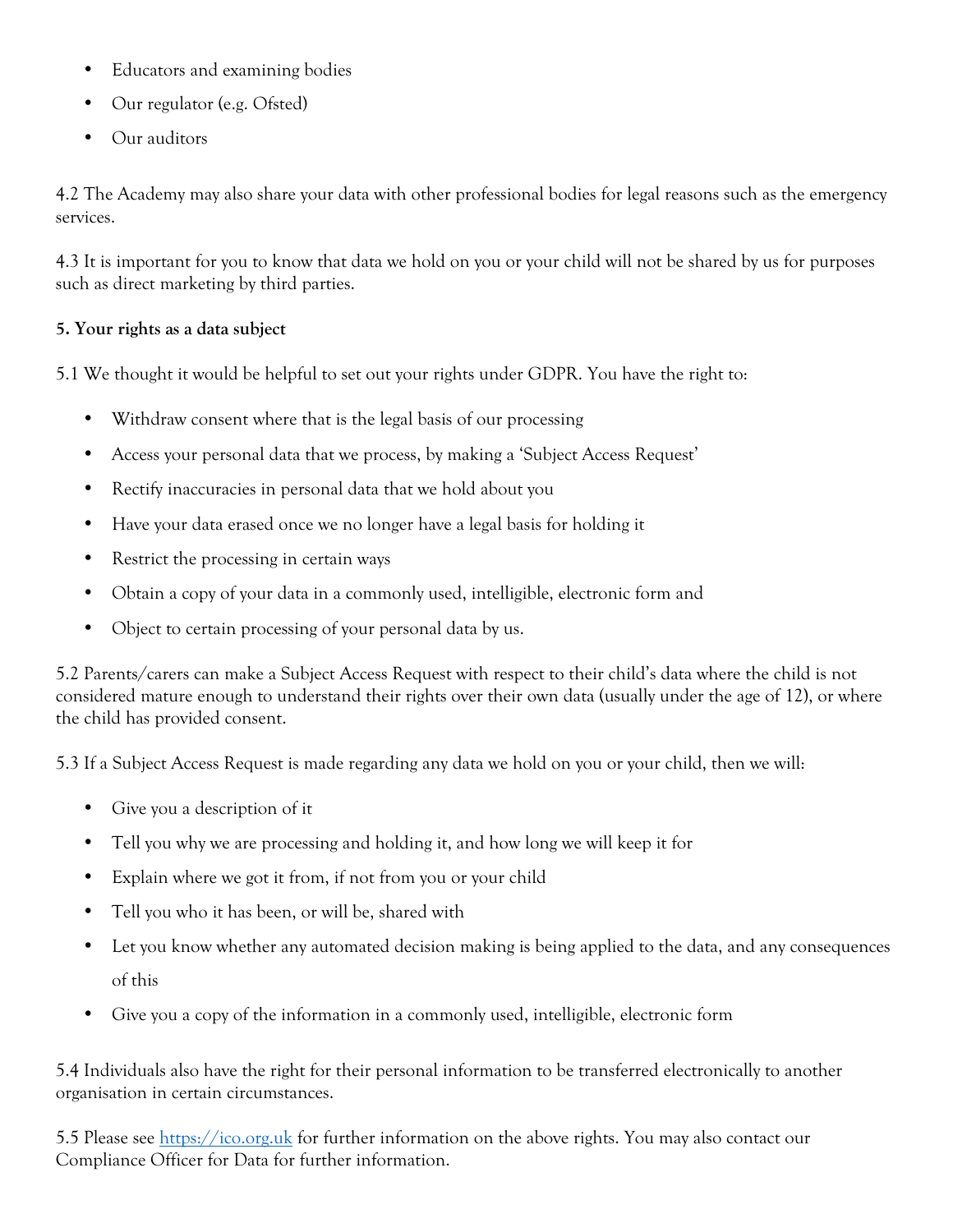- Educators and examining bodies
- Our regulator (e.g. Ofsted)
- Our auditors

4.2 The Academy may also share your data with other professional bodies for legal reasons such as the emergency services.

4.3 It is important for you to know that data we hold on you or your child will not be shared by us for purposes such as direct marketing by third parties.

**5. Your rights as a data subject**

5.1 We thought it would be helpful to set out your rights under GDPR. You have the right to:

- Withdraw consent where that is the legal basis of our processing
- Access your personal data that we process, by making a 'Subject Access Request'
- Rectify inaccuracies in personal data that we hold about you
- Have your data erased once we no longer have a legal basis for holding it
- Restrict the processing in certain ways
- Obtain a copy of your data in a commonly used, intelligible, electronic form and
- Object to certain processing of your personal data by us.

5.2 Parents/carers can make a Subject Access Request with respect to their child's data where the child is not considered mature enough to understand their rights over their own data (usually under the age of 12), or where the child has provided consent.

5.3 If a Subject Access Request is made regarding any data we hold on you or your child, then we will:

- Give you a description of it
- Tell you why we are processing and holding it, and how long we will keep it for
- Explain where we got it from, if not from you or your child
- Tell you who it has been, or will be, shared with
- Let you know whether any automated decision making is being applied to the data, and any consequences of this
- Give you a copy of the information in a commonly used, intelligible, electronic form

5.4 Individuals also have the right for their personal information to be transferred electronically to another organisation in certain circumstances.

5.5 Please see [https://ico.org.uk](https://ico.org.uk) for further information on the above rights. You may also contact our Compliance Officer for Data for further information.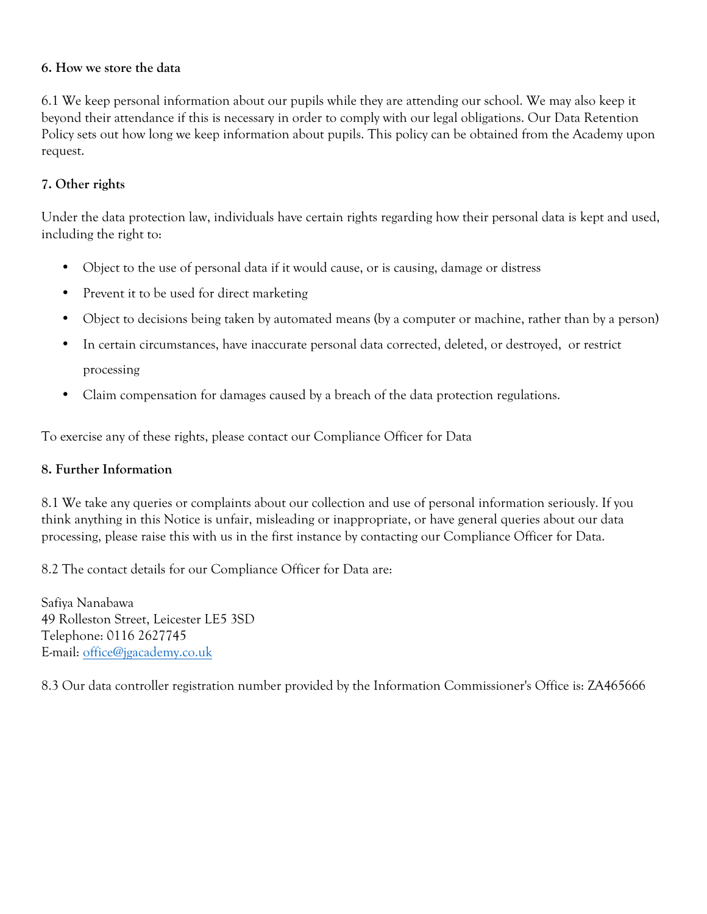**6. How we store the data**

6.1 We keep personal information about our pupils while they are attending our school. We may also keep it beyond their attendance if this is necessary in order to comply with our legal obligations. Our Data Retention Policy sets out how long we keep information about pupils. This policy can be obtained from the Academy upon request.

**7. Other rights**

Under the data protection law, individuals have certain rights regarding how their personal data is kept and used, including the right to:

- Object to the use of personal data if it would cause, or is causing, damage or distress
- Prevent it to be used for direct marketing
- Object to decisions being taken by automated means (by a computer or machine, rather than by a person)
- In certain circumstances, have inaccurate personal data corrected, deleted, or destroyed, or restrict processing
- Claim compensation for damages caused by a breach of the data protection regulations.

To exercise any of these rights, please contact our Compliance Officer for Data

**8. Further Information**

8.1 We take any queries or complaints about our collection and use of personal information seriously. If you think anything in this Notice is unfair, misleading or inappropriate, or have general queries about our data processing, please raise this with us in the first instance by contacting our Compliance Officer for Data.

8.2 The contact details for our Compliance Officer for Data are:

Safiya Nanabawa
49 Rolleston Street, Leicester LE5 3SD
Telephone: 0116 2627745
E-mail: office@jgacademy.co.uk

8.3 Our data controller registration number provided by the Information Commissioner's Office is: ZA465666